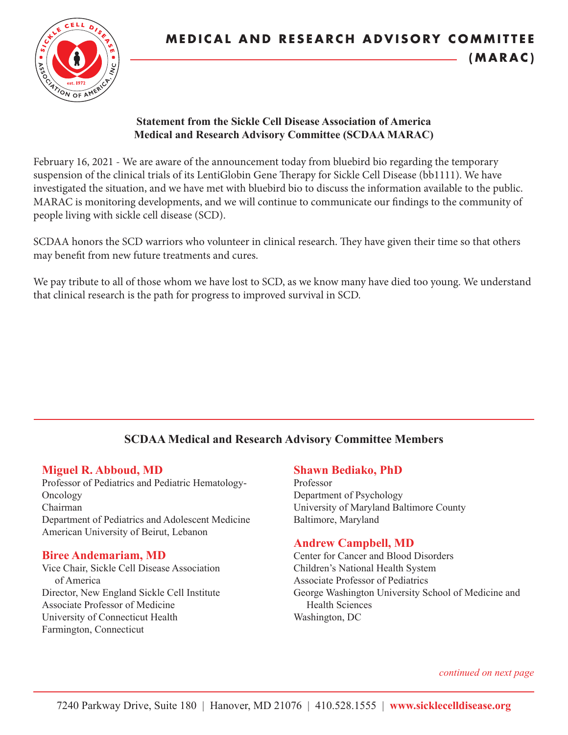# MEDICAL AND RESEARCH ADVISORY COMMITTEE (MARAC)

**Statement from the Sickle Cell Disease Association of America Medical and Research Advisory Committee (SCDAA MARAC)**

February 16, 2021 - We are aware of the announcement today from bluebird bio regarding the temporary suspension of the clinical trials of its LentiGlobin Gene Therapy for Sickle Cell Disease (bb1111). We have investigated the situation, and we have met with bluebird bio to discuss the information available to the public. MARAC is monitoring developments, and we will continue to communicate our findings to the community of people living with sickle cell disease (SCD).

SCDAA honors the SCD warriors who volunteer in clinical research. They have given their time so that others may benefit from new future treatments and cures.

We pay tribute to all of those whom we have lost to SCD, as we know many have died too young. We understand that clinical research is the path for progress to improved survival in SCD.

## SCDAA Medical and Research Advisory Committee Members

**Miguel R. Abboud, MD**
Professor of Pediatrics and Pediatric Hematology-Oncology
Chairman
Department of Pediatrics and Adolescent Medicine
American University of Beirut, Lebanon

**Biree Andemariam, MD**
Vice Chair, Sickle Cell Disease Association of America
Director, New England Sickle Cell Institute
Associate Professor of Medicine
University of Connecticut Health
Farmington, Connecticut

**Shawn Bediako, PhD**
Professor
Department of Psychology
University of Maryland Baltimore County
Baltimore, Maryland

**Andrew Campbell, MD**
Center for Cancer and Blood Disorders
Children's National Health System
Associate Professor of Pediatrics
George Washington University School of Medicine and Health Sciences
Washington, DC

*continued on next page*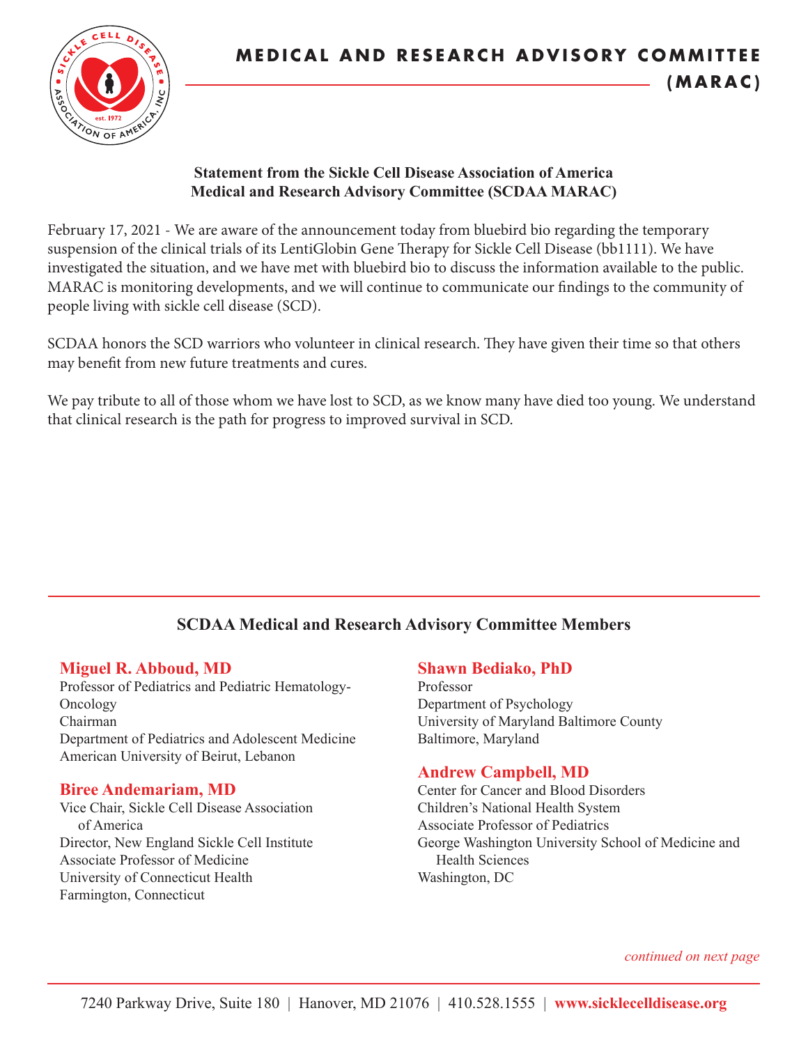# MEDICAL AND RESEARCH ADVISORY COMMITTEE (MARAC)

**Statement from the Sickle Cell Disease Association of America Medical and Research Advisory Committee (SCDAA MARAC)**

February 17, 2021 - We are aware of the announcement today from bluebird bio regarding the temporary suspension of the clinical trials of its LentiGlobin Gene Therapy for Sickle Cell Disease (bb1111). We have investigated the situation, and we have met with bluebird bio to discuss the information available to the public. MARAC is monitoring developments, and we will continue to communicate our findings to the community of people living with sickle cell disease (SCD).

SCDAA honors the SCD warriors who volunteer in clinical research. They have given their time so that others may benefit from new future treatments and cures.

We pay tribute to all of those whom we have lost to SCD, as we know many have died too young. We understand that clinical research is the path for progress to improved survival in SCD.

## SCDAA Medical and Research Advisory Committee Members

**Miguel R. Abboud, MD**
Professor of Pediatrics and Pediatric Hematology-Oncology
Chairman
Department of Pediatrics and Adolescent Medicine
American University of Beirut, Lebanon

**Biree Andemariam, MD**
Vice Chair, Sickle Cell Disease Association of America
Director, New England Sickle Cell Institute
Associate Professor of Medicine
University of Connecticut Health
Farmington, Connecticut

**Shawn Bediako, PhD**
Professor
Department of Psychology
University of Maryland Baltimore County
Baltimore, Maryland

**Andrew Campbell, MD**
Center for Cancer and Blood Disorders
Children's National Health System
Associate Professor of Pediatrics
George Washington University School of Medicine and Health Sciences
Washington, DC

*continued on next page*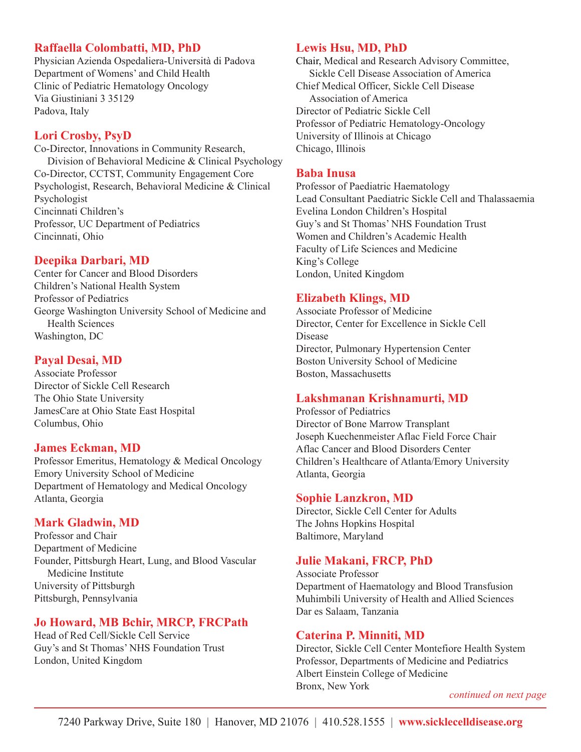**Raffaella Colombatti, MD, PhD**
Physician Azienda Ospedaliera-Università di Padova
Department of Womens' and Child Health
Clinic of Pediatric Hematology Oncology
Via Giustiniani 3 35129
Padova, Italy

**Lori Crosby, PsyD**
Co-Director, Innovations in Community Research, Division of Behavioral Medicine & Clinical Psychology
Co-Director, CCTST, Community Engagement Core
Psychologist, Research, Behavioral Medicine & Clinical Psychologist
Cincinnati Children's
Professor, UC Department of Pediatrics
Cincinnati, Ohio

**Deepika Darbari, MD**
Center for Cancer and Blood Disorders
Children's National Health System
Professor of Pediatrics
George Washington University School of Medicine and Health Sciences
Washington, DC

**Payal Desai, MD**
Associate Professor
Director of Sickle Cell Research
The Ohio State University
JamesCare at Ohio State East Hospital
Columbus, Ohio

**James Eckman, MD**
Professor Emeritus, Hematology & Medical Oncology
Emory University School of Medicine
Department of Hematology and Medical Oncology
Atlanta, Georgia

**Mark Gladwin, MD**
Professor and Chair
Department of Medicine
Founder, Pittsburgh Heart, Lung, and Blood Vascular Medicine Institute
University of Pittsburgh
Pittsburgh, Pennsylvania

**Jo Howard, MB Bchir, MRCP, FRCPath**
Head of Red Cell/Sickle Cell Service
Guy's and St Thomas' NHS Foundation Trust
London, United Kingdom

**Lewis Hsu, MD, PhD**
Chair, Medical and Research Advisory Committee, Sickle Cell Disease Association of America
Chief Medical Officer, Sickle Cell Disease Association of America
Director of Pediatric Sickle Cell
Professor of Pediatric Hematology-Oncology
University of Illinois at Chicago
Chicago, Illinois

**Baba Inusa**
Professor of Paediatric Haematology
Lead Consultant Paediatric Sickle Cell and Thalassaemia
Evelina London Children's Hospital
Guy's and St Thomas' NHS Foundation Trust
Women and Children's Academic Health
Faculty of Life Sciences and Medicine
King's College
London, United Kingdom

**Elizabeth Klings, MD**
Associate Professor of Medicine
Director, Center for Excellence in Sickle Cell Disease
Director, Pulmonary Hypertension Center
Boston University School of Medicine
Boston, Massachusetts

**Lakshmanan Krishnamurti, MD**
Professor of Pediatrics
Director of Bone Marrow Transplant
Joseph Kuechenmeister Aflac Field Force Chair
Aflac Cancer and Blood Disorders Center
Children's Healthcare of Atlanta/Emory University
Atlanta, Georgia

**Sophie Lanzkron, MD**
Director, Sickle Cell Center for Adults
The Johns Hopkins Hospital
Baltimore, Maryland

**Julie Makani, FRCP, PhD**
Associate Professor
Department of Haematology and Blood Transfusion
Muhimbili University of Health and Allied Sciences
Dar es Salaam, Tanzania

**Caterina P. Minniti, MD**
Director, Sickle Cell Center Montefiore Health System
Professor, Departments of Medicine and Pediatrics
Albert Einstein College of Medicine
Bronx, New York

*continued on next page*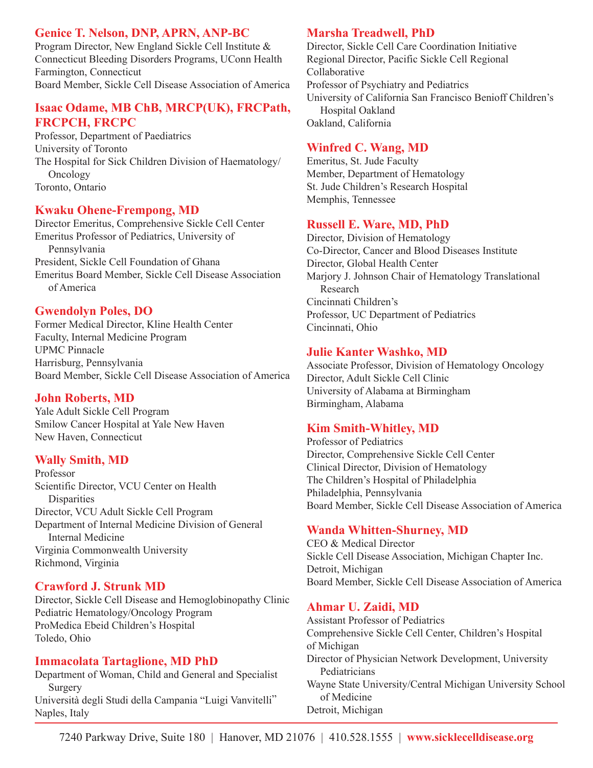**Genice T. Nelson, DNP, APRN, ANP-BC**
Program Director, New England Sickle Cell Institute & Connecticut Bleeding Disorders Programs, UConn Health
Farmington, Connecticut
Board Member, Sickle Cell Disease Association of America

**Isaac Odame, MB ChB, MRCP(UK), FRCPath, FRCPCH, FRCPC**
Professor, Department of Paediatrics
University of Toronto
The Hospital for Sick Children Division of Haematology/Oncology
Toronto, Ontario

**Kwaku Ohene-Frempong, MD**
Director Emeritus, Comprehensive Sickle Cell Center
Emeritus Professor of Pediatrics, University of Pennsylvania
President, Sickle Cell Foundation of Ghana
Emeritus Board Member, Sickle Cell Disease Association of America

**Gwendolyn Poles, DO**
Former Medical Director, Kline Health Center
Faculty, Internal Medicine Program
UPMC Pinnacle
Harrisburg, Pennsylvania
Board Member, Sickle Cell Disease Association of America

**John Roberts, MD**
Yale Adult Sickle Cell Program
Smilow Cancer Hospital at Yale New Haven
New Haven, Connecticut

**Wally Smith, MD**
Professor
Scientific Director, VCU Center on Health Disparities
Director, VCU Adult Sickle Cell Program
Department of Internal Medicine Division of General Internal Medicine
Virginia Commonwealth University
Richmond, Virginia

**Crawford J. Strunk MD**
Director, Sickle Cell Disease and Hemoglobinopathy Clinic
Pediatric Hematology/Oncology Program
ProMedica Ebeid Children's Hospital
Toledo, Ohio

**Immacolata Tartaglione, MD PhD**
Department of Woman, Child and General and Specialist Surgery
Università degli Studi della Campania "Luigi Vanvitelli"
Naples, Italy

**Marsha Treadwell, PhD**
Director, Sickle Cell Care Coordination Initiative
Regional Director, Pacific Sickle Cell Regional Collaborative
Professor of Psychiatry and Pediatrics
University of California San Francisco Benioff Children's Hospital Oakland
Oakland, California

**Winfred C. Wang, MD**
Emeritus, St. Jude Faculty
Member, Department of Hematology
St. Jude Children's Research Hospital
Memphis, Tennessee

**Russell E. Ware, MD, PhD**
Director, Division of Hematology
Co-Director, Cancer and Blood Diseases Institute
Director, Global Health Center
Marjory J. Johnson Chair of Hematology Translational Research
Cincinnati Children's
Professor, UC Department of Pediatrics
Cincinnati, Ohio

**Julie Kanter Washko, MD**
Associate Professor, Division of Hematology Oncology
Director, Adult Sickle Cell Clinic
University of Alabama at Birmingham
Birmingham, Alabama

**Kim Smith-Whitley, MD**
Professor of Pediatrics
Director, Comprehensive Sickle Cell Center
Clinical Director, Division of Hematology
The Children's Hospital of Philadelphia
Philadelphia, Pennsylvania
Board Member, Sickle Cell Disease Association of America

**Wanda Whitten-Shurney, MD**
CEO & Medical Director
Sickle Cell Disease Association, Michigan Chapter Inc.
Detroit, Michigan
Board Member, Sickle Cell Disease Association of America

**Ahmar U. Zaidi, MD**
Assistant Professor of Pediatrics
Comprehensive Sickle Cell Center, Children's Hospital of Michigan
Director of Physician Network Development, University Pediatricians
Wayne State University/Central Michigan University School of Medicine
Detroit, Michigan

7240 Parkway Drive, Suite 180 | Hanover, MD 21076 | 410.528.1555 | www.sicklecelldisease.org